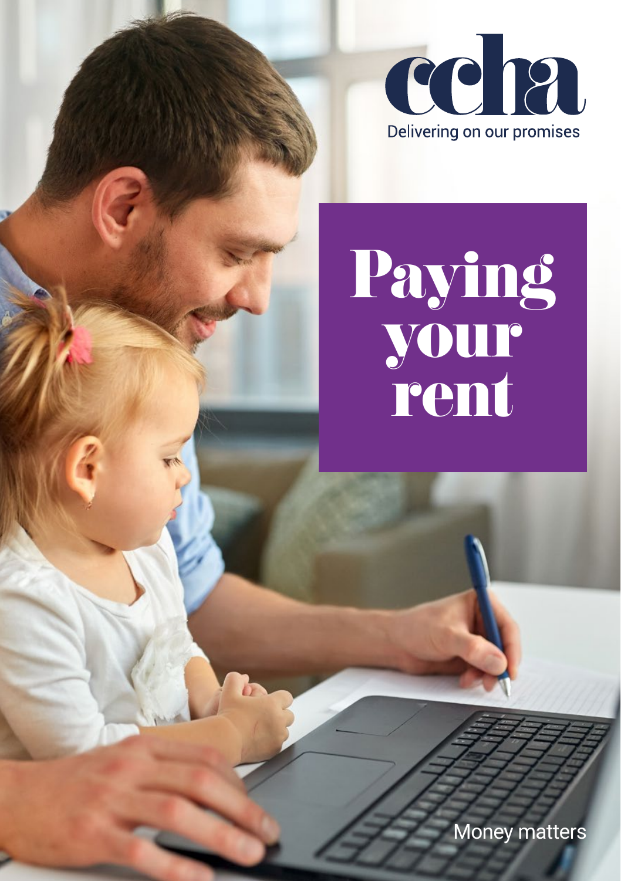ccha

Delivering on our promises

# Paying your rent

Money matters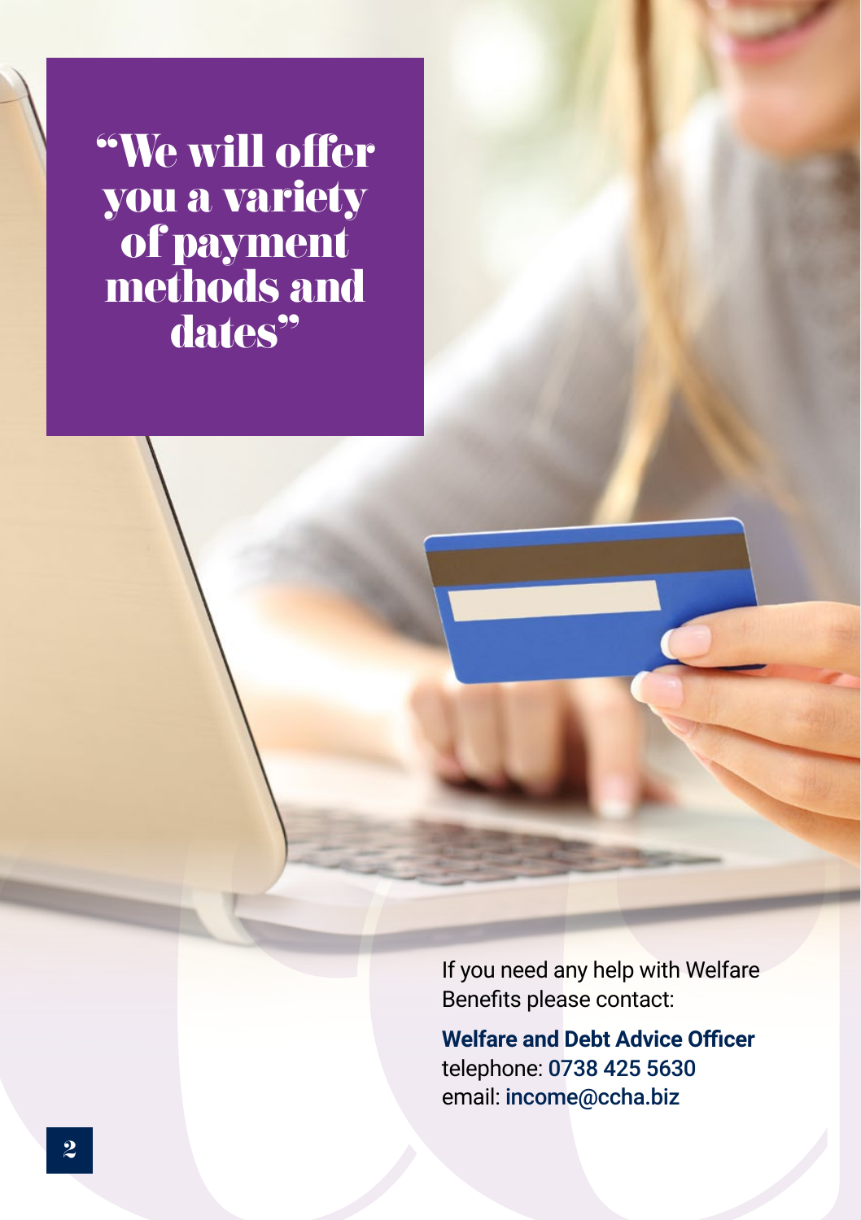# "We will offer you a variety of payment methods and dates"

If you need any help with Welfare Benefits please contact:

**Welfare and Debt Advice Officer**
telephone: 0738 425 5630
email: income@ccha.biz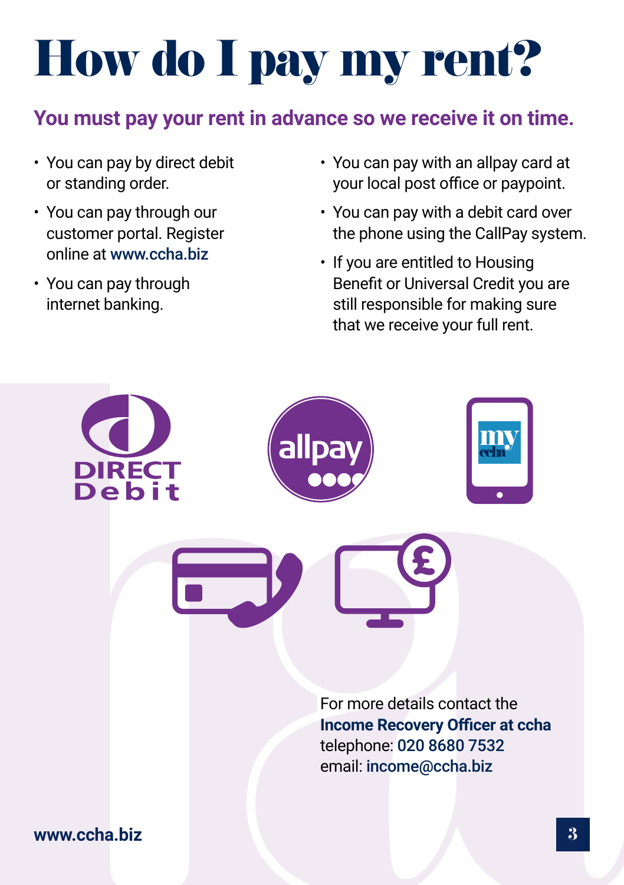# How do I pay my rent?

**You must pay your rent in advance so we receive it on time.**

- You can pay by direct debit or standing order.
- You can pay through our customer portal. Register online at www.ccha.biz
- You can pay through internet banking.
- You can pay with an allpay card at your local post office or paypoint.
- You can pay with a debit card over the phone using the CallPay system.
- If you are entitled to Housing Benefit or Universal Credit you are still responsible for making sure that we receive your full rent.

For more details contact the
**Income Recovery Officer at ccha**
telephone: 020 8680 7532
email: income@ccha.biz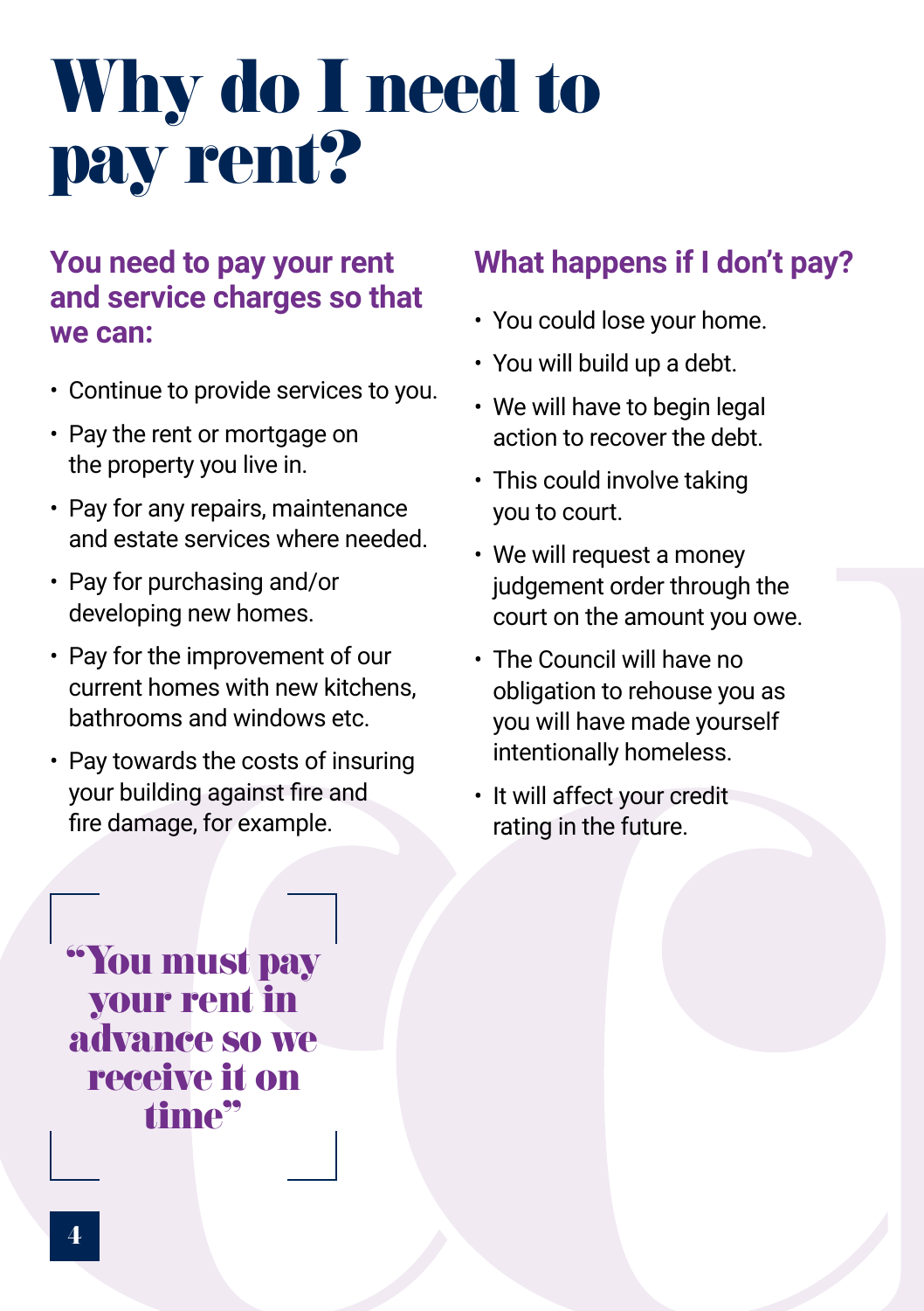# Why do I need to pay rent?

## You need to pay your rent and service charges so that we can:

- Continue to provide services to you.
- Pay the rent or mortgage on the property you live in.
- Pay for any repairs, maintenance and estate services where needed.
- Pay for purchasing and/or developing new homes.
- Pay for the improvement of our current homes with new kitchens, bathrooms and windows etc.
- Pay towards the costs of insuring your building against fire and fire damage, for example.

> "You must pay your rent in advance so we receive it on time"

## What happens if I don't pay?

- You could lose your home.
- You will build up a debt.
- We will have to begin legal action to recover the debt.
- This could involve taking you to court.
- We will request a money judgement order through the court on the amount you owe.
- The Council will have no obligation to rehouse you as you will have made yourself intentionally homeless.
- It will affect your credit rating in the future.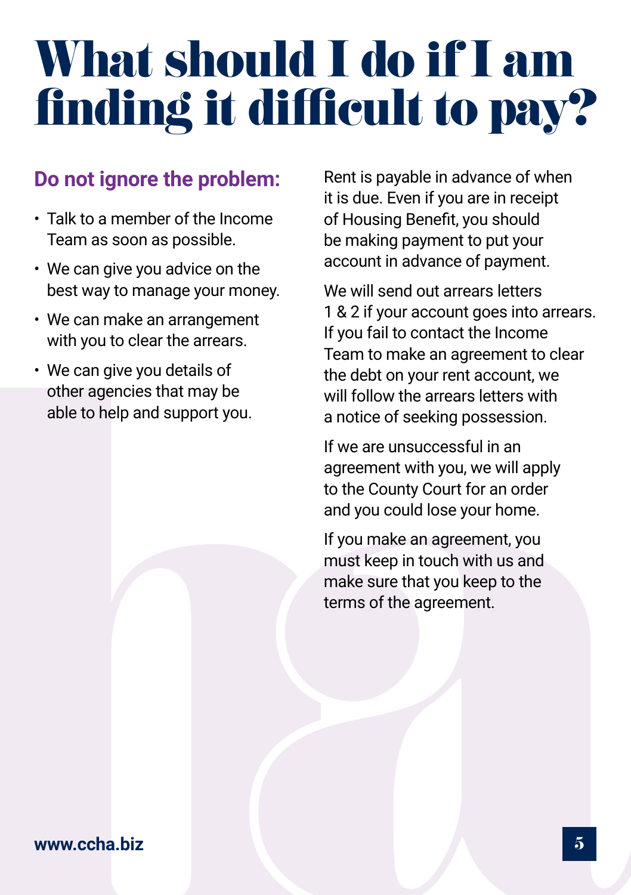# What should I do if I am finding it difficult to pay?

## Do not ignore the problem:

- Talk to a member of the Income Team as soon as possible.
- We can give you advice on the best way to manage your money.
- We can make an arrangement with you to clear the arrears.
- We can give you details of other agencies that may be able to help and support you.

Rent is payable in advance of when it is due. Even if you are in receipt of Housing Benefit, you should be making payment to put your account in advance of payment.

We will send out arrears letters 1 & 2 if your account goes into arrears. If you fail to contact the Income Team to make an agreement to clear the debt on your rent account, we will follow the arrears letters with a notice of seeking possession.

If we are unsuccessful in an agreement with you, we will apply to the County Court for an order and you could lose your home.

If you make an agreement, you must keep in touch with us and make sure that you keep to the terms of the agreement.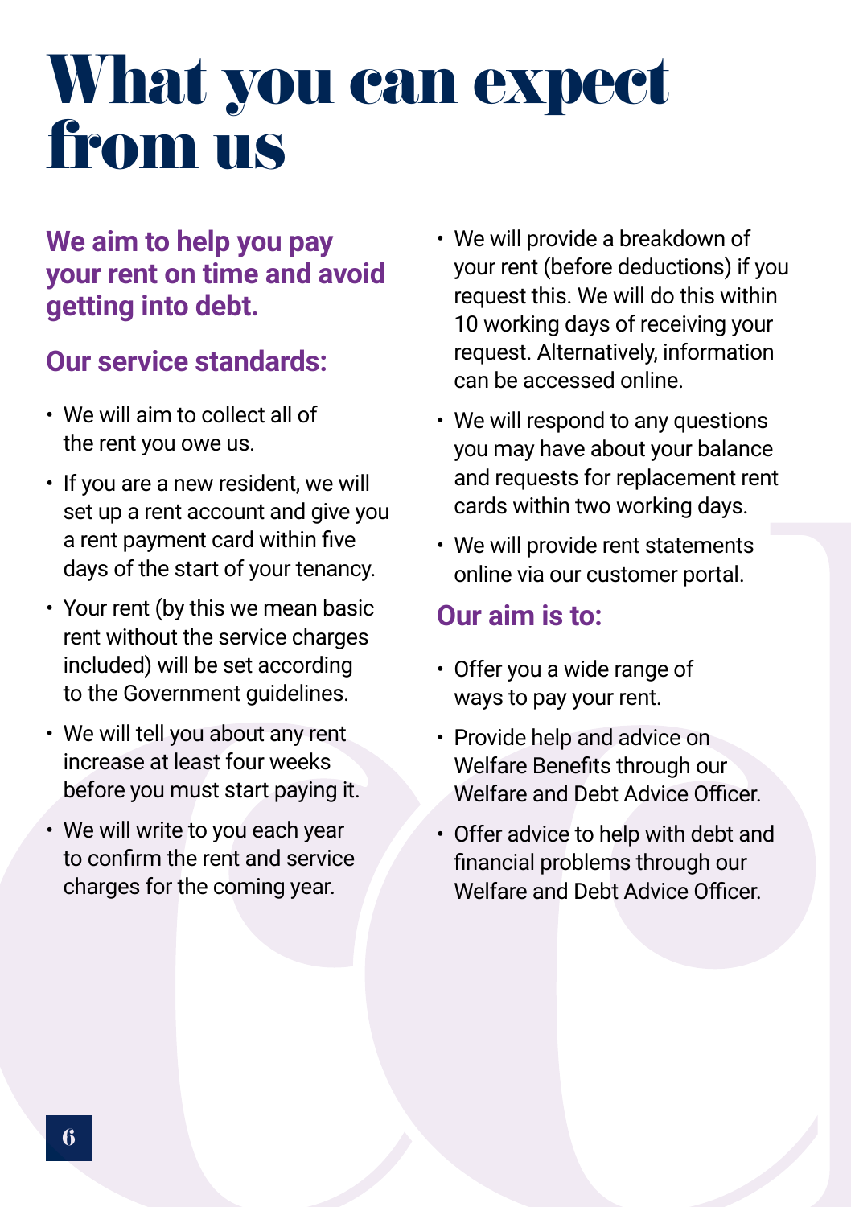# What you can expect from us

### We aim to help you pay your rent on time and avoid getting into debt.

## Our service standards:

- We will aim to collect all of the rent you owe us.
- If you are a new resident, we will set up a rent account and give you a rent payment card within five days of the start of your tenancy.
- Your rent (by this we mean basic rent without the service charges included) will be set according to the Government guidelines.
- We will tell you about any rent increase at least four weeks before you must start paying it.
- We will write to you each year to confirm the rent and service charges for the coming year.
- We will provide a breakdown of your rent (before deductions) if you request this. We will do this within 10 working days of receiving your request. Alternatively, information can be accessed online.
- We will respond to any questions you may have about your balance and requests for replacement rent cards within two working days.
- We will provide rent statements online via our customer portal.

## Our aim is to:

- Offer you a wide range of ways to pay your rent.
- Provide help and advice on Welfare Benefits through our Welfare and Debt Advice Officer.
- Offer advice to help with debt and financial problems through our Welfare and Debt Advice Officer.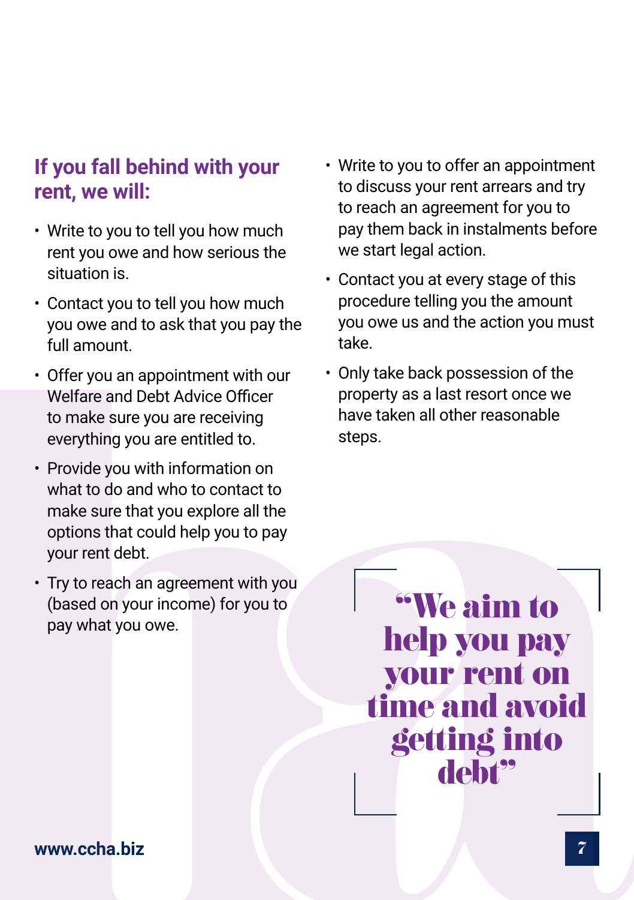## If you fall behind with your rent, we will:

- Write to you to tell you how much rent you owe and how serious the situation is.
- Contact you to tell you how much you owe and to ask that you pay the full amount.
- Offer you an appointment with our Welfare and Debt Advice Officer to make sure you are receiving everything you are entitled to.
- Provide you with information on what to do and who to contact to make sure that you explore all the options that could help you to pay your rent debt.
- Try to reach an agreement with you (based on your income) for you to pay what you owe.
- Write to you to offer an appointment to discuss your rent arrears and try to reach an agreement for you to pay them back in instalments before we start legal action.
- Contact you at every stage of this procedure telling you the amount you owe us and the action you must take.
- Only take back possession of the property as a last resort once we have taken all other reasonable steps.

> **"We aim to help you pay your rent on time and avoid getting into debt"**

www.ccha.biz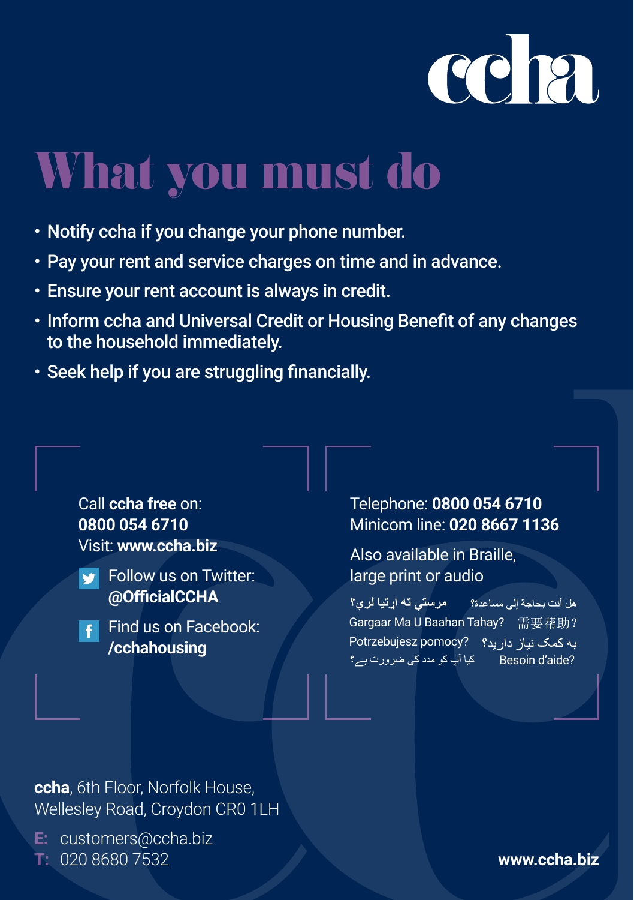ccha

# What you must do

- Notify ccha if you change your phone number.
- Pay your rent and service charges on time and in advance.
- Ensure your rent account is always in credit.
- Inform ccha and Universal Credit or Housing Benefit of any changes to the household immediately.
- Seek help if you are struggling financially.

Call **ccha free** on:
**0800 054 6710**
Visit: **www.ccha.biz**

Follow us on Twitter:
**@OfficialCCHA**

Find us on Facebook:
**/cchahousing**

Telephone: **0800 054 6710**
Minicom line: **020 8667 1136**

Also available in Braille, large print or audio

هل أنت بحاجة إلى مساعدة؟ **مرستي ته اړتيا لري؟**
Gargaar Ma U Baahan Tahay? 需要幫助？
Potrzebujesz pomocy? به کمک نیاز دارید؟
Besoin d'aide? کیا آپ کو مدد کی ضرورت ہے؟

**ccha**, 6th Floor, Norfolk House,
Wellesley Road, Croydon CR0 1LH

**E:** customers@ccha.biz
**T:** 020 8680 7532

**www.ccha.biz**